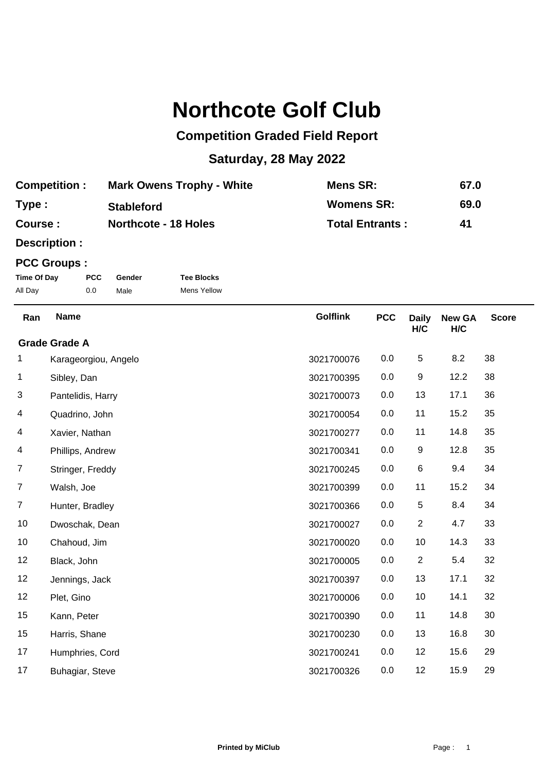# Northcote Golf Club

## Competition Graded Field Report

## Saturday, 28 May 2022

| | | | |
|---|---|---|---|
| **Competition :** | **Mark Owens Trophy - White** | **Mens SR:** | **67.0** |
| **Type :** | **Stableford** | **Womens SR:** | **69.0** |
| **Course :** | **Northcote - 18 Holes** | **Total Entrants :** | **41** |

**Description :**

**PCC Groups :**

| Time Of Day | PCC | Gender | Tee Blocks |
|---|---|---|---|
| All Day | 0.0 | Male | Mens Yellow |

| Ran | Name | Golflink | PCC | Daily H/C | New GA H/C | Score |
|---|---|---|---|---|---|---|
| **Grade Grade A** | | | | | | |
| 1 | Karageorgiou, Angelo | 3021700076 | 0.0 | 5 | 8.2 | 38 |
| 1 | Sibley, Dan | 3021700395 | 0.0 | 9 | 12.2 | 38 |
| 3 | Pantelidis, Harry | 3021700073 | 0.0 | 13 | 17.1 | 36 |
| 4 | Quadrino, John | 3021700054 | 0.0 | 11 | 15.2 | 35 |
| 4 | Xavier, Nathan | 3021700277 | 0.0 | 11 | 14.8 | 35 |
| 4 | Phillips, Andrew | 3021700341 | 0.0 | 9 | 12.8 | 35 |
| 7 | Stringer, Freddy | 3021700245 | 0.0 | 6 | 9.4 | 34 |
| 7 | Walsh, Joe | 3021700399 | 0.0 | 11 | 15.2 | 34 |
| 7 | Hunter, Bradley | 3021700366 | 0.0 | 5 | 8.4 | 34 |
| 10 | Dwoschak, Dean | 3021700027 | 0.0 | 2 | 4.7 | 33 |
| 10 | Chahoud, Jim | 3021700020 | 0.0 | 10 | 14.3 | 33 |
| 12 | Black, John | 3021700005 | 0.0 | 2 | 5.4 | 32 |
| 12 | Jennings, Jack | 3021700397 | 0.0 | 13 | 17.1 | 32 |
| 12 | Plet, Gino | 3021700006 | 0.0 | 10 | 14.1 | 32 |
| 15 | Kann, Peter | 3021700390 | 0.0 | 11 | 14.8 | 30 |
| 15 | Harris, Shane | 3021700230 | 0.0 | 13 | 16.8 | 30 |
| 17 | Humphries, Cord | 3021700241 | 0.0 | 12 | 15.6 | 29 |
| 17 | Buhagiar, Steve | 3021700326 | 0.0 | 12 | 15.9 | 29 |

Printed by MiClub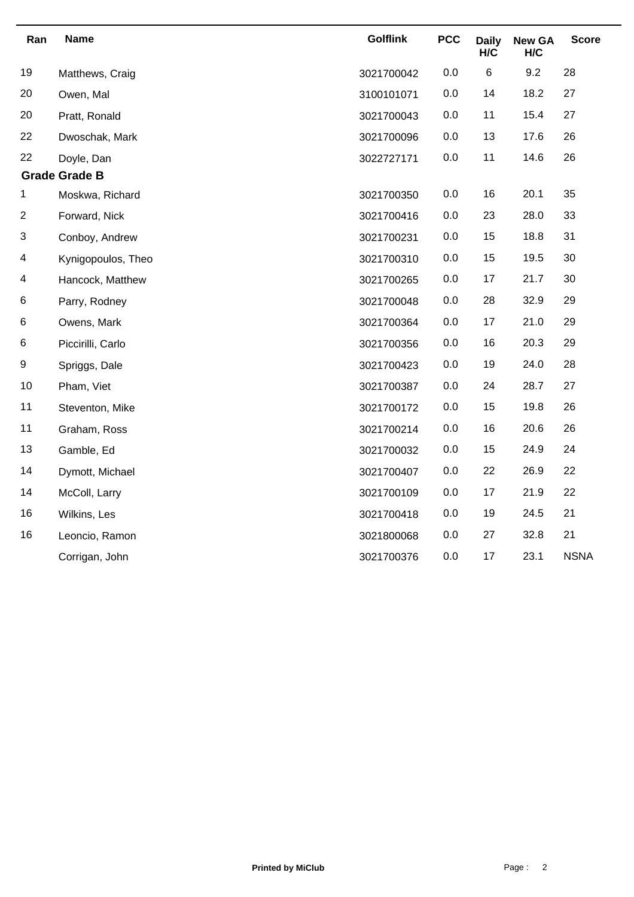| Ran | Name | Golflink | PCC | Daily H/C | New GA H/C | Score |
|---|---|---|---|---|---|---|
| 19 | Matthews, Craig | 3021700042 | 0.0 | 6 | 9.2 | 28 |
| 20 | Owen, Mal | 3100101071 | 0.0 | 14 | 18.2 | 27 |
| 20 | Pratt, Ronald | 3021700043 | 0.0 | 11 | 15.4 | 27 |
| 22 | Dwoschak, Mark | 3021700096 | 0.0 | 13 | 17.6 | 26 |
| 22 | Doyle, Dan | 3022727171 | 0.0 | 11 | 14.6 | 26 |
| **Grade Grade B** | | | | | | |
| 1 | Moskwa, Richard | 3021700350 | 0.0 | 16 | 20.1 | 35 |
| 2 | Forward, Nick | 3021700416 | 0.0 | 23 | 28.0 | 33 |
| 3 | Conboy, Andrew | 3021700231 | 0.0 | 15 | 18.8 | 31 |
| 4 | Kynigopoulos, Theo | 3021700310 | 0.0 | 15 | 19.5 | 30 |
| 4 | Hancock, Matthew | 3021700265 | 0.0 | 17 | 21.7 | 30 |
| 6 | Parry, Rodney | 3021700048 | 0.0 | 28 | 32.9 | 29 |
| 6 | Owens, Mark | 3021700364 | 0.0 | 17 | 21.0 | 29 |
| 6 | Piccirilli, Carlo | 3021700356 | 0.0 | 16 | 20.3 | 29 |
| 9 | Spriggs, Dale | 3021700423 | 0.0 | 19 | 24.0 | 28 |
| 10 | Pham, Viet | 3021700387 | 0.0 | 24 | 28.7 | 27 |
| 11 | Steventon, Mike | 3021700172 | 0.0 | 15 | 19.8 | 26 |
| 11 | Graham, Ross | 3021700214 | 0.0 | 16 | 20.6 | 26 |
| 13 | Gamble, Ed | 3021700032 | 0.0 | 15 | 24.9 | 24 |
| 14 | Dymott, Michael | 3021700407 | 0.0 | 22 | 26.9 | 22 |
| 14 | McColl, Larry | 3021700109 | 0.0 | 17 | 21.9 | 22 |
| 16 | Wilkins, Les | 3021700418 | 0.0 | 19 | 24.5 | 21 |
| 16 | Leoncio, Ramon | 3021800068 | 0.0 | 27 | 32.8 | 21 |
| | Corrigan, John | 3021700376 | 0.0 | 17 | 23.1 | NSNA |

**Printed by MiClub**